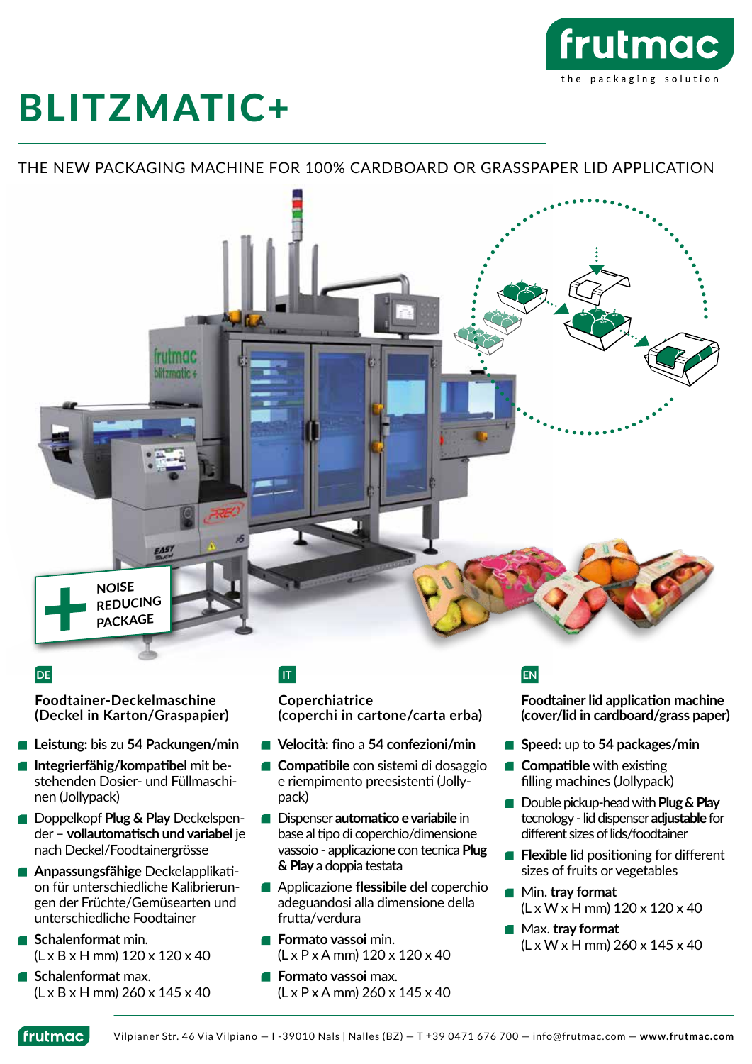frutmac
the packaging solution

# BLITZMATIC+

THE NEW PACKAGING MACHINE FOR 100% CARDBOARD OR GRASSPAPER LID APPLICATION

NOISE REDUCING PACKAGE

**DE**

### Foodtainer-Deckelmaschine (Deckel in Karton/Graspapier)

- **Leistung:** bis zu **54 Packungen/min**
- **Integrierfähig/kompatibel** mit bestehenden Dosier- und Füllmaschinen (Jollypack)
- Doppelkopf **Plug & Play** Deckelspender – **vollautomatisch und variabel** je nach Deckel/Foodtainergrösse
- **Anpassungsfähige** Deckelapplikation für unterschiedliche Kalibrierungen der Früchte/Gemüsearten und unterschiedliche Foodtainer
- **Schalenformat** min. (L x B x H mm) 120 x 120 x 40
- **Schalenformat** max. (L x B x H mm) 260 x 145 x 40

**IT**

### Coperchiatrice (coperchi in cartone/carta erba)

- **Velocità:** fino a **54 confezioni/min**
- **Compatibile** con sistemi di dosaggio e riempimento preesistenti (Jollypack)
- Dispenser **automatico e variabile** in base al tipo di coperchio/dimensione vassoio - applicazione con tecnica **Plug & Play** a doppia testata
- Applicazione **flessibile** del coperchio adeguandosi alla dimensione della frutta/verdura
- **Formato vassoi** min. (L x P x A mm) 120 x 120 x 40
- **Formato vassoi** max. (L x P x A mm) 260 x 145 x 40

**EN**

### Foodtainer lid application machine (cover/lid in cardboard/grass paper)

- **Speed:** up to **54 packages/min**
- **Compatible** with existing filling machines (Jollypack)
- Double pickup-head with **Plug & Play** tecnology - lid dispenser **adjustable** for different sizes of lids/foodtainer
- **Flexible** lid positioning for different sizes of fruits or vegetables
- Min. **tray format** (L x W x H mm) 120 x 120 x 40
- Max. **tray format** (L x W x H mm) 260 x 145 x 40

frutmac Vilpianer Str. 46 Via Vilpiano — I -39010 Nals | Nalles (BZ) — T +39 0471 676 700 — info@frutmac.com — **www.frutmac.com**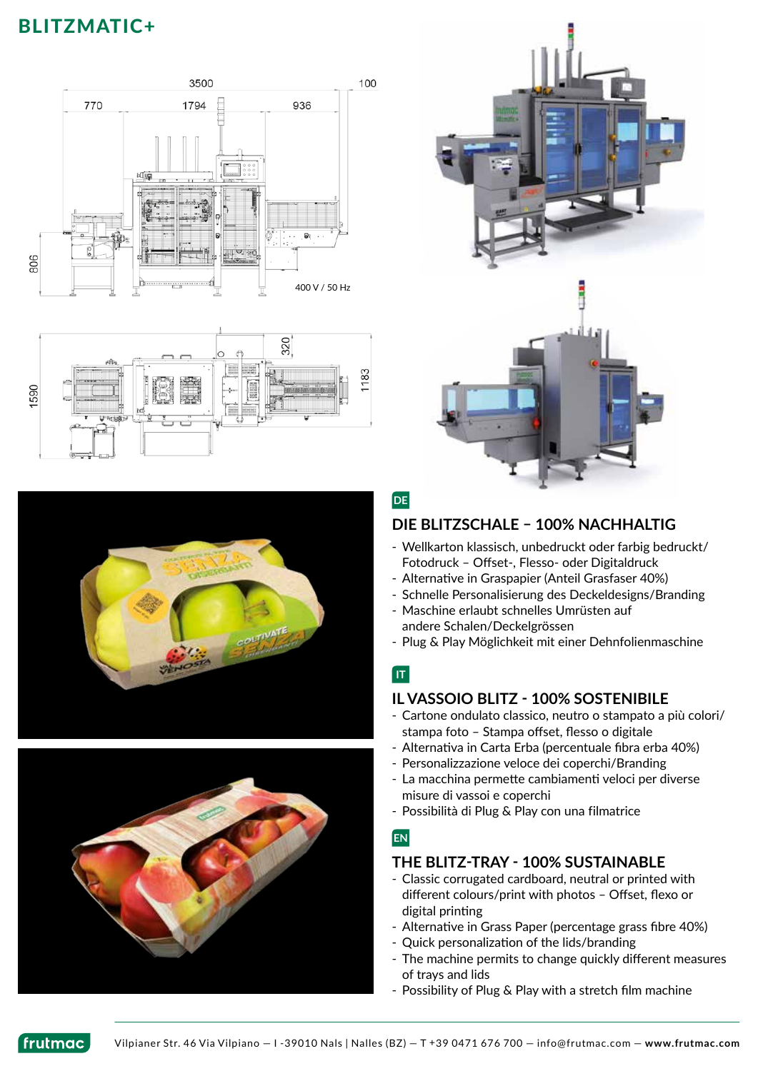# BLITZMATIC+

3500
770
1794
936
100
806
400 V / 50 Hz
320
1590
1183

DE

## DIE BLITZSCHALE – 100% NACHHALTIG

- Wellkarton klassisch, unbedruckt oder farbig bedruckt/ Fotodruck – Offset-, Flesso- oder Digitaldruck
- Alternative in Graspapier (Anteil Grasfaser 40%)
- Schnelle Personalisierung des Deckeldesigns/Branding
- Maschine erlaubt schnelles Umrüsten auf andere Schalen/Deckelgrössen
- Plug & Play Möglichkeit mit einer Dehnfolienmaschine

IT

## IL VASSOIO BLITZ - 100% SOSTENIBILE

- Cartone ondulato classico, neutro o stampato a più colori/ stampa foto – Stampa offset, flesso o digitale
- Alternativa in Carta Erba (percentuale fibra erba 40%)
- Personalizzazione veloce dei coperchi/Branding
- La macchina permette cambiamenti veloci per diverse misure di vassoi e coperchi
- Possibilità di Plug & Play con una filmatrice

EN

## THE BLITZ-TRAY - 100% SUSTAINABLE

- Classic corrugated cardboard, neutral or printed with different colours/print with photos – Offset, flexo or digital printing
- Alternative in Grass Paper (percentage grass fibre 40%)
- Quick personalization of the lids/branding
- The machine permits to change quickly different measures of trays and lids
- Possibility of Plug & Play with a stretch film machine

frutmac

Vilpianer Str. 46 Via Vilpiano — I -39010 Nals | Nalles (BZ) — T +39 0471 676 700 — info@frutmac.com — **www.frutmac.com**